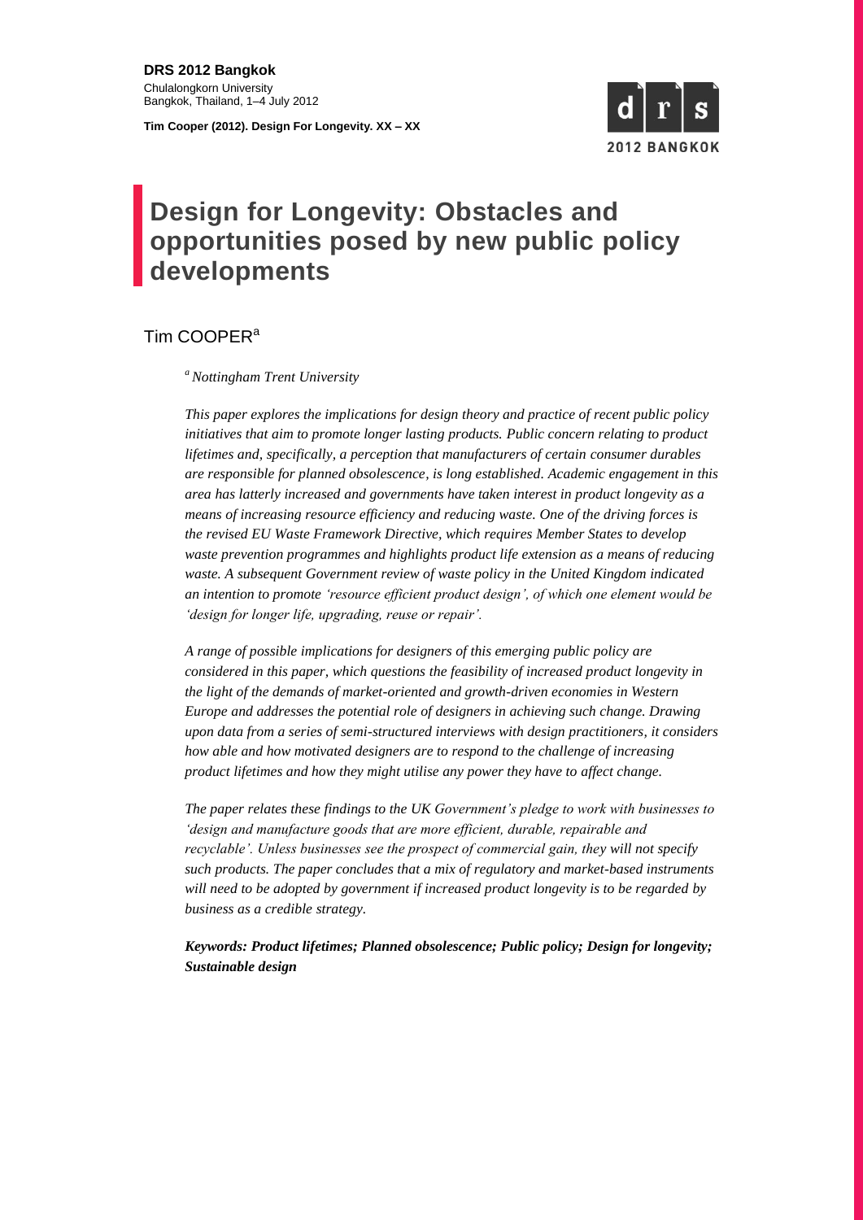**DRS 2012 Bangkok**
Chulalongkorn University
Bangkok, Thailand, 1–4 July 2012

**Tim Cooper (2012). Design For Longevity. XX – XX**

# Design for Longevity: Obstacles and opportunities posed by new public policy developments

Tim COOPER[a]

[a] *Nottingham Trent University*

*This paper explores the implications for design theory and practice of recent public policy initiatives that aim to promote longer lasting products. Public concern relating to product lifetimes and, specifically, a perception that manufacturers of certain consumer durables are responsible for planned obsolescence, is long established. Academic engagement in this area has latterly increased and governments have taken interest in product longevity as a means of increasing resource efficiency and reducing waste. One of the driving forces is the revised EU Waste Framework Directive, which requires Member States to develop waste prevention programmes and highlights product life extension as a means of reducing waste. A subsequent Government review of waste policy in the United Kingdom indicated an intention to promote 'resource efficient product design', of which one element would be 'design for longer life, upgrading, reuse or repair'.*

*A range of possible implications for designers of this emerging public policy are considered in this paper, which questions the feasibility of increased product longevity in the light of the demands of market-oriented and growth-driven economies in Western Europe and addresses the potential role of designers in achieving such change. Drawing upon data from a series of semi-structured interviews with design practitioners, it considers how able and how motivated designers are to respond to the challenge of increasing product lifetimes and how they might utilise any power they have to affect change.*

*The paper relates these findings to the UK Government's pledge to work with businesses to 'design and manufacture goods that are more efficient, durable, repairable and recyclable'. Unless businesses see the prospect of commercial gain, they will not specify such products. The paper concludes that a mix of regulatory and market-based instruments will need to be adopted by government if increased product longevity is to be regarded by business as a credible strategy.*

***Keywords: Product lifetimes; Planned obsolescence; Public policy; Design for longevity; Sustainable design***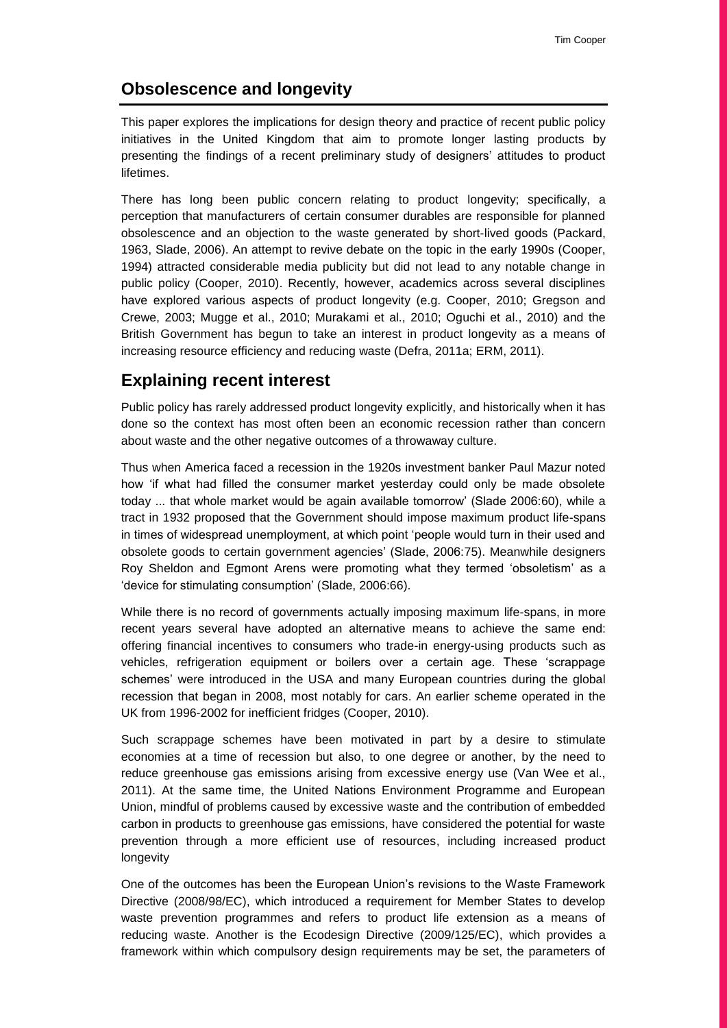## Obsolescence and longevity

This paper explores the implications for design theory and practice of recent public policy initiatives in the United Kingdom that aim to promote longer lasting products by presenting the findings of a recent preliminary study of designers' attitudes to product lifetimes.

There has long been public concern relating to product longevity; specifically, a perception that manufacturers of certain consumer durables are responsible for planned obsolescence and an objection to the waste generated by short-lived goods (Packard, 1963, Slade, 2006). An attempt to revive debate on the topic in the early 1990s (Cooper, 1994) attracted considerable media publicity but did not lead to any notable change in public policy (Cooper, 2010). Recently, however, academics across several disciplines have explored various aspects of product longevity (e.g. Cooper, 2010; Gregson and Crewe, 2003; Mugge et al., 2010; Murakami et al., 2010; Oguchi et al., 2010) and the British Government has begun to take an interest in product longevity as a means of increasing resource efficiency and reducing waste (Defra, 2011a; ERM, 2011).

## Explaining recent interest

Public policy has rarely addressed product longevity explicitly, and historically when it has done so the context has most often been an economic recession rather than concern about waste and the other negative outcomes of a throwaway culture.

Thus when America faced a recession in the 1920s investment banker Paul Mazur noted how 'if what had filled the consumer market yesterday could only be made obsolete today ... that whole market would be again available tomorrow' (Slade 2006:60), while a tract in 1932 proposed that the Government should impose maximum product life-spans in times of widespread unemployment, at which point 'people would turn in their used and obsolete goods to certain government agencies' (Slade, 2006:75). Meanwhile designers Roy Sheldon and Egmont Arens were promoting what they termed 'obsoletism' as a 'device for stimulating consumption' (Slade, 2006:66).

While there is no record of governments actually imposing maximum life-spans, in more recent years several have adopted an alternative means to achieve the same end: offering financial incentives to consumers who trade-in energy-using products such as vehicles, refrigeration equipment or boilers over a certain age. These 'scrappage schemes' were introduced in the USA and many European countries during the global recession that began in 2008, most notably for cars. An earlier scheme operated in the UK from 1996-2002 for inefficient fridges (Cooper, 2010).

Such scrappage schemes have been motivated in part by a desire to stimulate economies at a time of recession but also, to one degree or another, by the need to reduce greenhouse gas emissions arising from excessive energy use (Van Wee et al., 2011). At the same time, the United Nations Environment Programme and European Union, mindful of problems caused by excessive waste and the contribution of embedded carbon in products to greenhouse gas emissions, have considered the potential for waste prevention through a more efficient use of resources, including increased product longevity

One of the outcomes has been the European Union's revisions to the Waste Framework Directive (2008/98/EC), which introduced a requirement for Member States to develop waste prevention programmes and refers to product life extension as a means of reducing waste. Another is the Ecodesign Directive (2009/125/EC), which provides a framework within which compulsory design requirements may be set, the parameters of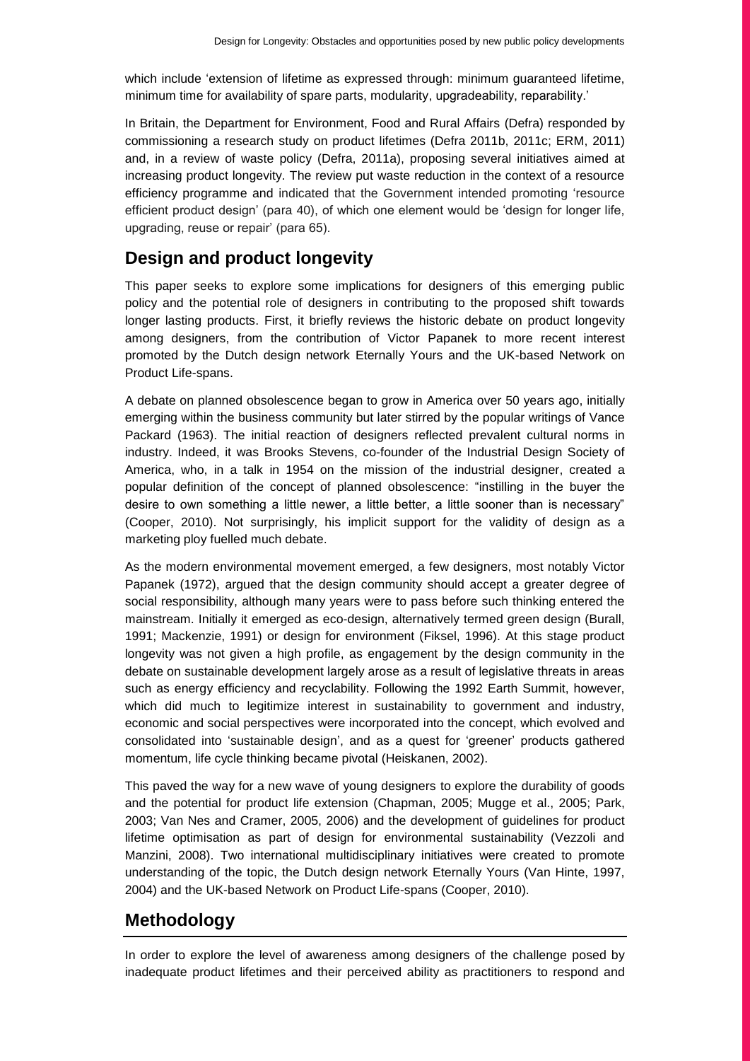which include 'extension of lifetime as expressed through: minimum guaranteed lifetime, minimum time for availability of spare parts, modularity, upgradeability, reparability.'

In Britain, the Department for Environment, Food and Rural Affairs (Defra) responded by commissioning a research study on product lifetimes (Defra 2011b, 2011c; ERM, 2011) and, in a review of waste policy (Defra, 2011a), proposing several initiatives aimed at increasing product longevity. The review put waste reduction in the context of a resource efficiency programme and indicated that the Government intended promoting 'resource efficient product design' (para 40), of which one element would be 'design for longer life, upgrading, reuse or repair' (para 65).

## Design and product longevity

This paper seeks to explore some implications for designers of this emerging public policy and the potential role of designers in contributing to the proposed shift towards longer lasting products. First, it briefly reviews the historic debate on product longevity among designers, from the contribution of Victor Papanek to more recent interest promoted by the Dutch design network Eternally Yours and the UK-based Network on Product Life-spans.

A debate on planned obsolescence began to grow in America over 50 years ago, initially emerging within the business community but later stirred by the popular writings of Vance Packard (1963). The initial reaction of designers reflected prevalent cultural norms in industry. Indeed, it was Brooks Stevens, co-founder of the Industrial Design Society of America, who, in a talk in 1954 on the mission of the industrial designer, created a popular definition of the concept of planned obsolescence: "instilling in the buyer the desire to own something a little newer, a little better, a little sooner than is necessary" (Cooper, 2010). Not surprisingly, his implicit support for the validity of design as a marketing ploy fuelled much debate.

As the modern environmental movement emerged, a few designers, most notably Victor Papanek (1972), argued that the design community should accept a greater degree of social responsibility, although many years were to pass before such thinking entered the mainstream. Initially it emerged as eco-design, alternatively termed green design (Burall, 1991; Mackenzie, 1991) or design for environment (Fiksel, 1996). At this stage product longevity was not given a high profile, as engagement by the design community in the debate on sustainable development largely arose as a result of legislative threats in areas such as energy efficiency and recyclability. Following the 1992 Earth Summit, however, which did much to legitimize interest in sustainability to government and industry, economic and social perspectives were incorporated into the concept, which evolved and consolidated into 'sustainable design', and as a quest for 'greener' products gathered momentum, life cycle thinking became pivotal (Heiskanen, 2002).

This paved the way for a new wave of young designers to explore the durability of goods and the potential for product life extension (Chapman, 2005; Mugge et al., 2005; Park, 2003; Van Nes and Cramer, 2005, 2006) and the development of guidelines for product lifetime optimisation as part of design for environmental sustainability (Vezzoli and Manzini, 2008). Two international multidisciplinary initiatives were created to promote understanding of the topic, the Dutch design network Eternally Yours (Van Hinte, 1997, 2004) and the UK-based Network on Product Life-spans (Cooper, 2010).

## Methodology

In order to explore the level of awareness among designers of the challenge posed by inadequate product lifetimes and their perceived ability as practitioners to respond and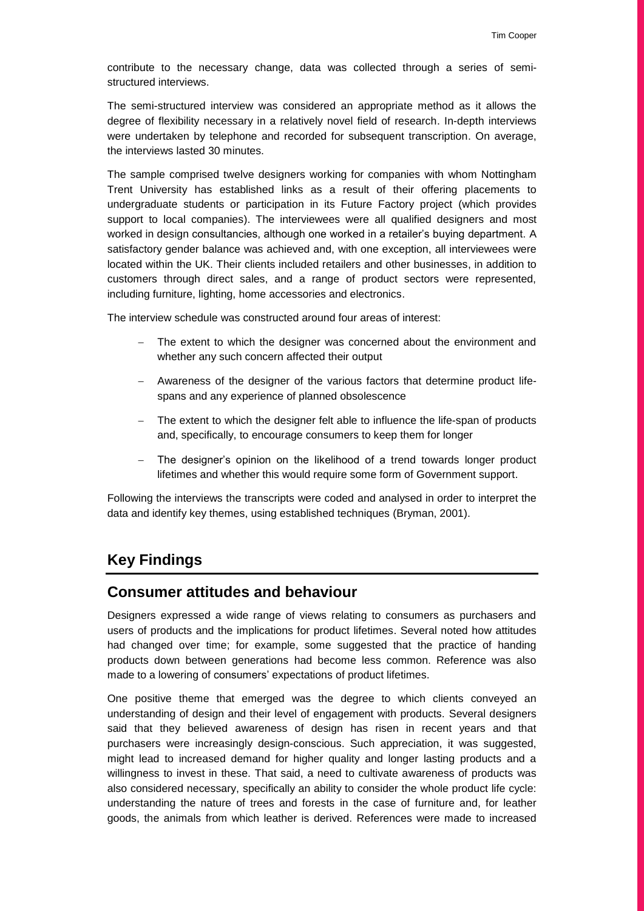contribute to the necessary change, data was collected through a series of semi-structured interviews.

The semi-structured interview was considered an appropriate method as it allows the degree of flexibility necessary in a relatively novel field of research. In-depth interviews were undertaken by telephone and recorded for subsequent transcription. On average, the interviews lasted 30 minutes.

The sample comprised twelve designers working for companies with whom Nottingham Trent University has established links as a result of their offering placements to undergraduate students or participation in its Future Factory project (which provides support to local companies). The interviewees were all qualified designers and most worked in design consultancies, although one worked in a retailer's buying department. A satisfactory gender balance was achieved and, with one exception, all interviewees were located within the UK. Their clients included retailers and other businesses, in addition to customers through direct sales, and a range of product sectors were represented, including furniture, lighting, home accessories and electronics.

The interview schedule was constructed around four areas of interest:

- The extent to which the designer was concerned about the environment and whether any such concern affected their output
- Awareness of the designer of the various factors that determine product life-spans and any experience of planned obsolescence
- The extent to which the designer felt able to influence the life-span of products and, specifically, to encourage consumers to keep them for longer
- The designer's opinion on the likelihood of a trend towards longer product lifetimes and whether this would require some form of Government support.

Following the interviews the transcripts were coded and analysed in order to interpret the data and identify key themes, using established techniques (Bryman, 2001).

# Key Findings

## Consumer attitudes and behaviour

Designers expressed a wide range of views relating to consumers as purchasers and users of products and the implications for product lifetimes. Several noted how attitudes had changed over time; for example, some suggested that the practice of handing products down between generations had become less common. Reference was also made to a lowering of consumers' expectations of product lifetimes.

One positive theme that emerged was the degree to which clients conveyed an understanding of design and their level of engagement with products. Several designers said that they believed awareness of design has risen in recent years and that purchasers were increasingly design-conscious. Such appreciation, it was suggested, might lead to increased demand for higher quality and longer lasting products and a willingness to invest in these. That said, a need to cultivate awareness of products was also considered necessary, specifically an ability to consider the whole product life cycle: understanding the nature of trees and forests in the case of furniture and, for leather goods, the animals from which leather is derived. References were made to increased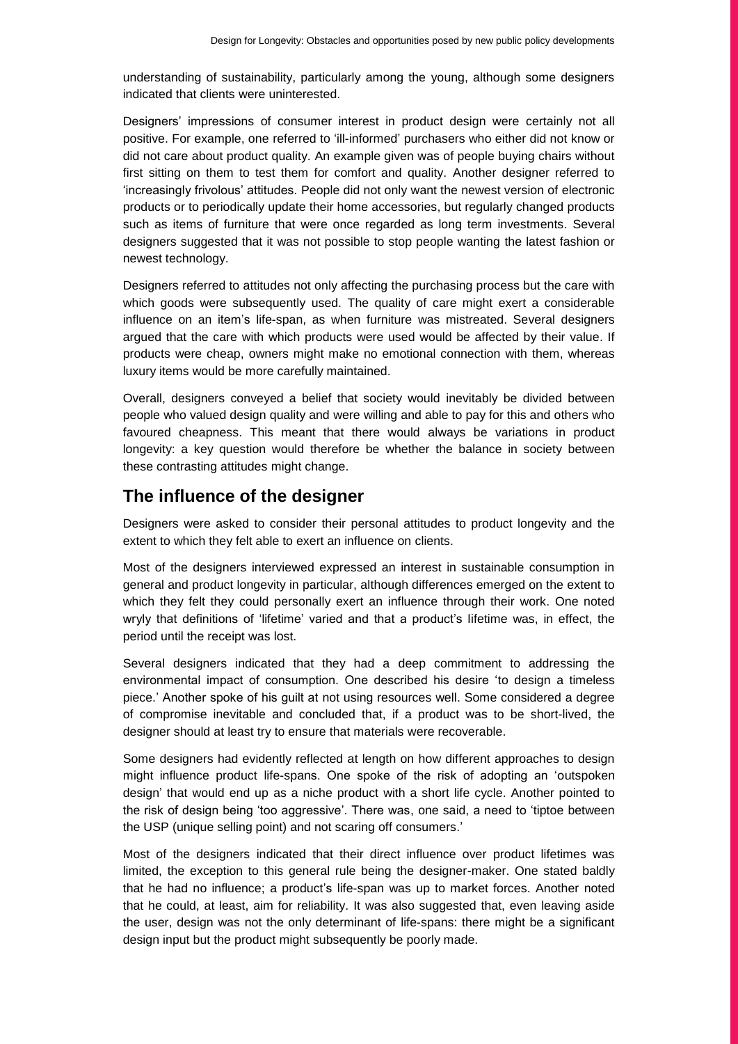understanding of sustainability, particularly among the young, although some designers indicated that clients were uninterested.

Designers' impressions of consumer interest in product design were certainly not all positive. For example, one referred to 'ill-informed' purchasers who either did not know or did not care about product quality. An example given was of people buying chairs without first sitting on them to test them for comfort and quality. Another designer referred to 'increasingly frivolous' attitudes. People did not only want the newest version of electronic products or to periodically update their home accessories, but regularly changed products such as items of furniture that were once regarded as long term investments. Several designers suggested that it was not possible to stop people wanting the latest fashion or newest technology.

Designers referred to attitudes not only affecting the purchasing process but the care with which goods were subsequently used. The quality of care might exert a considerable influence on an item's life-span, as when furniture was mistreated. Several designers argued that the care with which products were used would be affected by their value. If products were cheap, owners might make no emotional connection with them, whereas luxury items would be more carefully maintained.

Overall, designers conveyed a belief that society would inevitably be divided between people who valued design quality and were willing and able to pay for this and others who favoured cheapness. This meant that there would always be variations in product longevity: a key question would therefore be whether the balance in society between these contrasting attitudes might change.

## The influence of the designer

Designers were asked to consider their personal attitudes to product longevity and the extent to which they felt able to exert an influence on clients.

Most of the designers interviewed expressed an interest in sustainable consumption in general and product longevity in particular, although differences emerged on the extent to which they felt they could personally exert an influence through their work. One noted wryly that definitions of 'lifetime' varied and that a product's lifetime was, in effect, the period until the receipt was lost.

Several designers indicated that they had a deep commitment to addressing the environmental impact of consumption. One described his desire 'to design a timeless piece.' Another spoke of his guilt at not using resources well. Some considered a degree of compromise inevitable and concluded that, if a product was to be short-lived, the designer should at least try to ensure that materials were recoverable.

Some designers had evidently reflected at length on how different approaches to design might influence product life-spans. One spoke of the risk of adopting an 'outspoken design' that would end up as a niche product with a short life cycle. Another pointed to the risk of design being 'too aggressive'. There was, one said, a need to 'tiptoe between the USP (unique selling point) and not scaring off consumers.'

Most of the designers indicated that their direct influence over product lifetimes was limited, the exception to this general rule being the designer-maker. One stated baldly that he had no influence; a product's life-span was up to market forces. Another noted that he could, at least, aim for reliability. It was also suggested that, even leaving aside the user, design was not the only determinant of life-spans: there might be a significant design input but the product might subsequently be poorly made.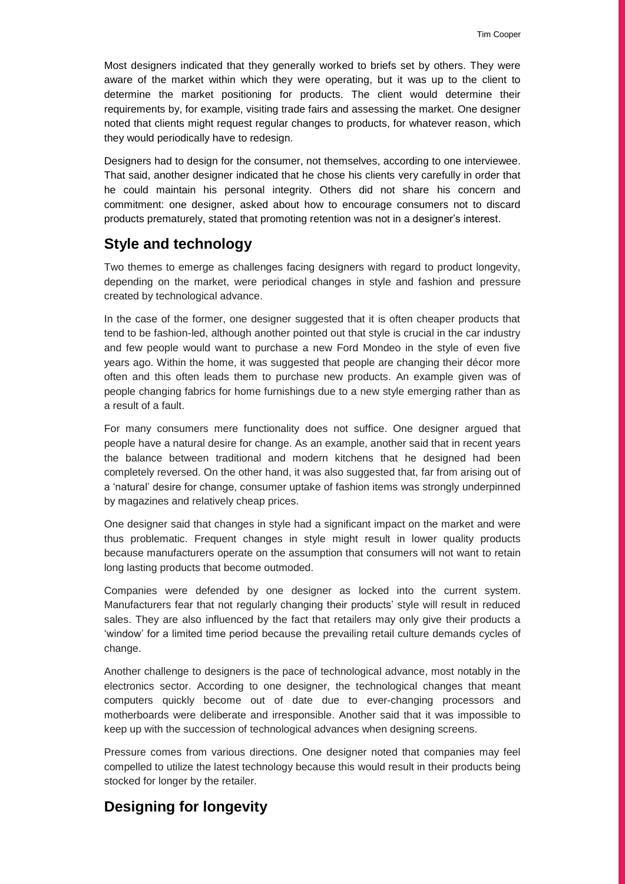Most designers indicated that they generally worked to briefs set by others. They were aware of the market within which they were operating, but it was up to the client to determine the market positioning for products. The client would determine their requirements by, for example, visiting trade fairs and assessing the market. One designer noted that clients might request regular changes to products, for whatever reason, which they would periodically have to redesign.

Designers had to design for the consumer, not themselves, according to one interviewee. That said, another designer indicated that he chose his clients very carefully in order that he could maintain his personal integrity. Others did not share his concern and commitment: one designer, asked about how to encourage consumers not to discard products prematurely, stated that promoting retention was not in a designer's interest.

## Style and technology

Two themes to emerge as challenges facing designers with regard to product longevity, depending on the market, were periodical changes in style and fashion and pressure created by technological advance.

In the case of the former, one designer suggested that it is often cheaper products that tend to be fashion-led, although another pointed out that style is crucial in the car industry and few people would want to purchase a new Ford Mondeo in the style of even five years ago. Within the home, it was suggested that people are changing their décor more often and this often leads them to purchase new products. An example given was of people changing fabrics for home furnishings due to a new style emerging rather than as a result of a fault.

For many consumers mere functionality does not suffice. One designer argued that people have a natural desire for change. As an example, another said that in recent years the balance between traditional and modern kitchens that he designed had been completely reversed. On the other hand, it was also suggested that, far from arising out of a 'natural' desire for change, consumer uptake of fashion items was strongly underpinned by magazines and relatively cheap prices.

One designer said that changes in style had a significant impact on the market and were thus problematic. Frequent changes in style might result in lower quality products because manufacturers operate on the assumption that consumers will not want to retain long lasting products that become outmoded.

Companies were defended by one designer as locked into the current system. Manufacturers fear that not regularly changing their products' style will result in reduced sales. They are also influenced by the fact that retailers may only give their products a 'window' for a limited time period because the prevailing retail culture demands cycles of change.

Another challenge to designers is the pace of technological advance, most notably in the electronics sector. According to one designer, the technological changes that meant computers quickly become out of date due to ever-changing processors and motherboards were deliberate and irresponsible. Another said that it was impossible to keep up with the succession of technological advances when designing screens.

Pressure comes from various directions. One designer noted that companies may feel compelled to utilize the latest technology because this would result in their products being stocked for longer by the retailer.

## Designing for longevity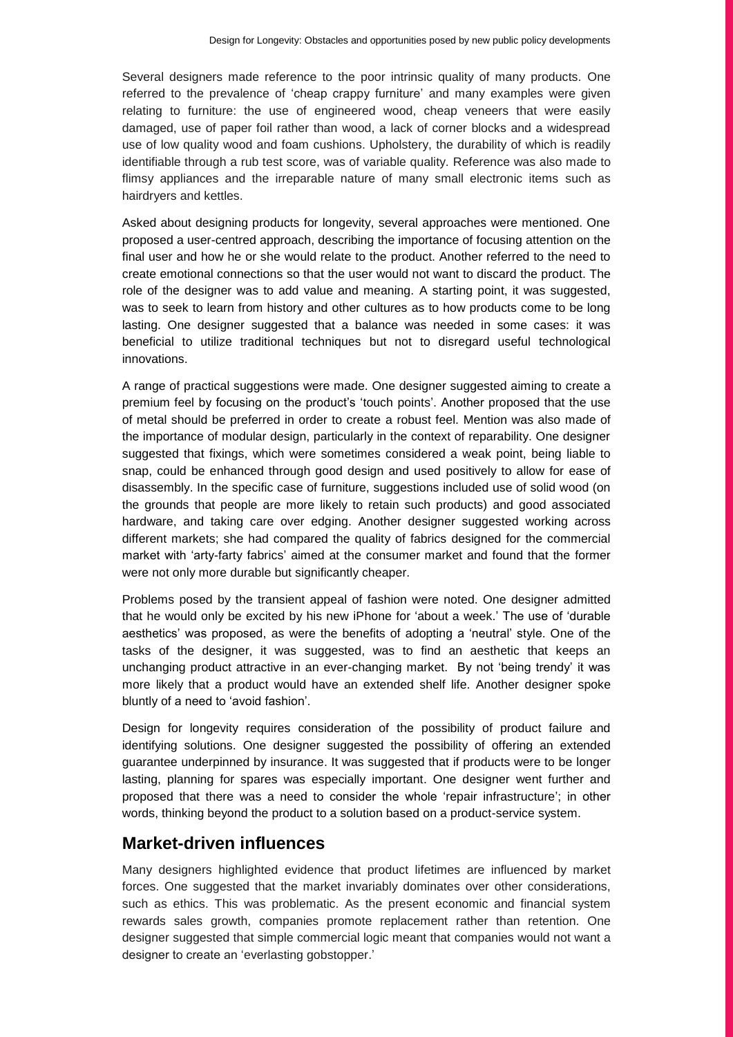Several designers made reference to the poor intrinsic quality of many products. One referred to the prevalence of 'cheap crappy furniture' and many examples were given relating to furniture: the use of engineered wood, cheap veneers that were easily damaged, use of paper foil rather than wood, a lack of corner blocks and a widespread use of low quality wood and foam cushions. Upholstery, the durability of which is readily identifiable through a rub test score, was of variable quality. Reference was also made to flimsy appliances and the irreparable nature of many small electronic items such as hairdryers and kettles.

Asked about designing products for longevity, several approaches were mentioned. One proposed a user-centred approach, describing the importance of focusing attention on the final user and how he or she would relate to the product. Another referred to the need to create emotional connections so that the user would not want to discard the product. The role of the designer was to add value and meaning. A starting point, it was suggested, was to seek to learn from history and other cultures as to how products come to be long lasting. One designer suggested that a balance was needed in some cases: it was beneficial to utilize traditional techniques but not to disregard useful technological innovations.

A range of practical suggestions were made. One designer suggested aiming to create a premium feel by focusing on the product's 'touch points'. Another proposed that the use of metal should be preferred in order to create a robust feel. Mention was also made of the importance of modular design, particularly in the context of reparability. One designer suggested that fixings, which were sometimes considered a weak point, being liable to snap, could be enhanced through good design and used positively to allow for ease of disassembly. In the specific case of furniture, suggestions included use of solid wood (on the grounds that people are more likely to retain such products) and good associated hardware, and taking care over edging. Another designer suggested working across different markets; she had compared the quality of fabrics designed for the commercial market with 'arty-farty fabrics' aimed at the consumer market and found that the former were not only more durable but significantly cheaper.

Problems posed by the transient appeal of fashion were noted. One designer admitted that he would only be excited by his new iPhone for 'about a week.' The use of 'durable aesthetics' was proposed, as were the benefits of adopting a 'neutral' style. One of the tasks of the designer, it was suggested, was to find an aesthetic that keeps an unchanging product attractive in an ever-changing market. By not 'being trendy' it was more likely that a product would have an extended shelf life. Another designer spoke bluntly of a need to 'avoid fashion'.

Design for longevity requires consideration of the possibility of product failure and identifying solutions. One designer suggested the possibility of offering an extended guarantee underpinned by insurance. It was suggested that if products were to be longer lasting, planning for spares was especially important. One designer went further and proposed that there was a need to consider the whole 'repair infrastructure'; in other words, thinking beyond the product to a solution based on a product-service system.

## Market-driven influences

Many designers highlighted evidence that product lifetimes are influenced by market forces. One suggested that the market invariably dominates over other considerations, such as ethics. This was problematic. As the present economic and financial system rewards sales growth, companies promote replacement rather than retention. One designer suggested that simple commercial logic meant that companies would not want a designer to create an 'everlasting gobstopper.'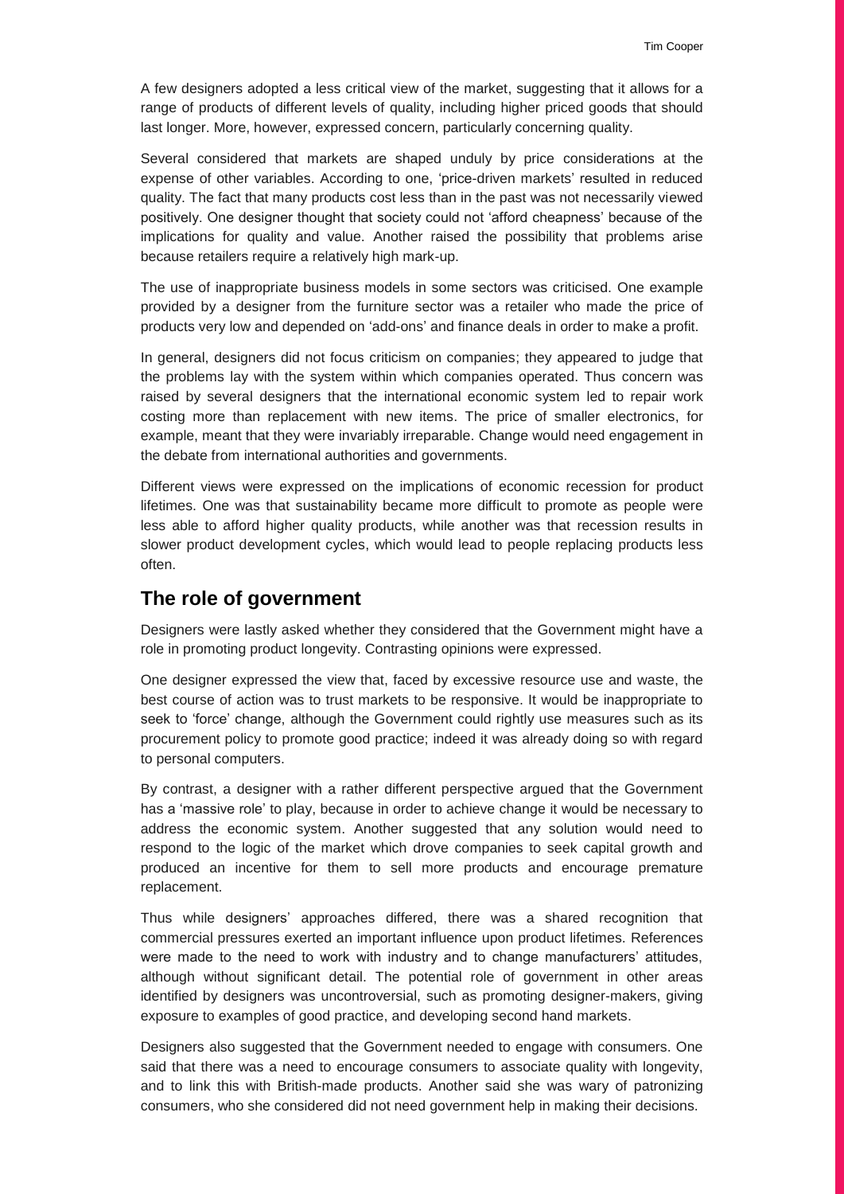A few designers adopted a less critical view of the market, suggesting that it allows for a range of products of different levels of quality, including higher priced goods that should last longer. More, however, expressed concern, particularly concerning quality.

Several considered that markets are shaped unduly by price considerations at the expense of other variables. According to one, 'price-driven markets' resulted in reduced quality. The fact that many products cost less than in the past was not necessarily viewed positively. One designer thought that society could not 'afford cheapness' because of the implications for quality and value. Another raised the possibility that problems arise because retailers require a relatively high mark-up.

The use of inappropriate business models in some sectors was criticised. One example provided by a designer from the furniture sector was a retailer who made the price of products very low and depended on 'add-ons' and finance deals in order to make a profit.

In general, designers did not focus criticism on companies; they appeared to judge that the problems lay with the system within which companies operated. Thus concern was raised by several designers that the international economic system led to repair work costing more than replacement with new items. The price of smaller electronics, for example, meant that they were invariably irreparable. Change would need engagement in the debate from international authorities and governments.

Different views were expressed on the implications of economic recession for product lifetimes. One was that sustainability became more difficult to promote as people were less able to afford higher quality products, while another was that recession results in slower product development cycles, which would lead to people replacing products less often.

## The role of government

Designers were lastly asked whether they considered that the Government might have a role in promoting product longevity. Contrasting opinions were expressed.

One designer expressed the view that, faced by excessive resource use and waste, the best course of action was to trust markets to be responsive. It would be inappropriate to seek to 'force' change, although the Government could rightly use measures such as its procurement policy to promote good practice; indeed it was already doing so with regard to personal computers.

By contrast, a designer with a rather different perspective argued that the Government has a 'massive role' to play, because in order to achieve change it would be necessary to address the economic system. Another suggested that any solution would need to respond to the logic of the market which drove companies to seek capital growth and produced an incentive for them to sell more products and encourage premature replacement.

Thus while designers' approaches differed, there was a shared recognition that commercial pressures exerted an important influence upon product lifetimes. References were made to the need to work with industry and to change manufacturers' attitudes, although without significant detail. The potential role of government in other areas identified by designers was uncontroversial, such as promoting designer-makers, giving exposure to examples of good practice, and developing second hand markets.

Designers also suggested that the Government needed to engage with consumers. One said that there was a need to encourage consumers to associate quality with longevity, and to link this with British-made products. Another said she was wary of patronizing consumers, who she considered did not need government help in making their decisions.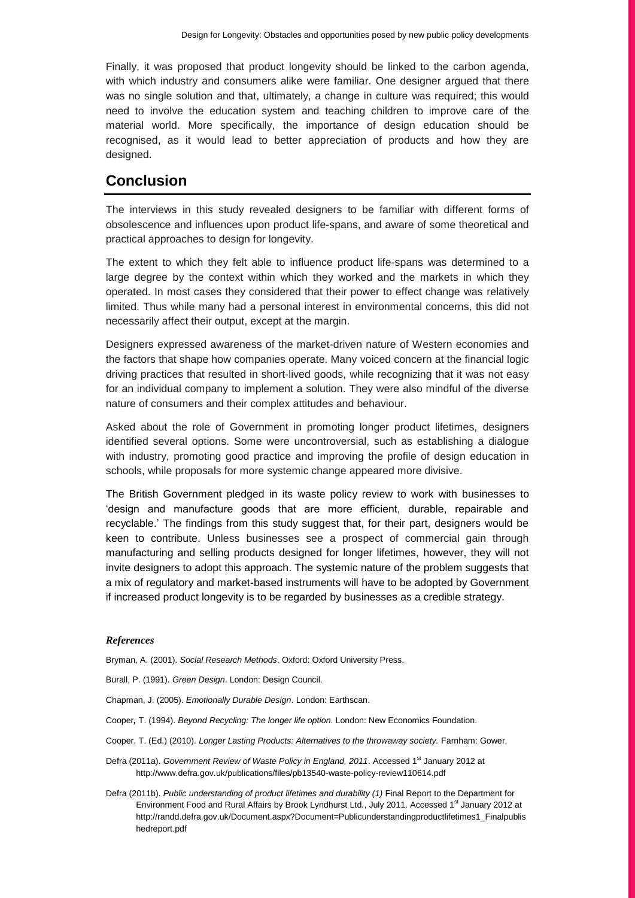Finally, it was proposed that product longevity should be linked to the carbon agenda, with which industry and consumers alike were familiar. One designer argued that there was no single solution and that, ultimately, a change in culture was required; this would need to involve the education system and teaching children to improve care of the material world. More specifically, the importance of design education should be recognised, as it would lead to better appreciation of products and how they are designed.

## Conclusion

The interviews in this study revealed designers to be familiar with different forms of obsolescence and influences upon product life-spans, and aware of some theoretical and practical approaches to design for longevity.

The extent to which they felt able to influence product life-spans was determined to a large degree by the context within which they worked and the markets in which they operated. In most cases they considered that their power to effect change was relatively limited. Thus while many had a personal interest in environmental concerns, this did not necessarily affect their output, except at the margin.

Designers expressed awareness of the market-driven nature of Western economies and the factors that shape how companies operate. Many voiced concern at the financial logic driving practices that resulted in short-lived goods, while recognizing that it was not easy for an individual company to implement a solution. They were also mindful of the diverse nature of consumers and their complex attitudes and behaviour.

Asked about the role of Government in promoting longer product lifetimes, designers identified several options. Some were uncontroversial, such as establishing a dialogue with industry, promoting good practice and improving the profile of design education in schools, while proposals for more systemic change appeared more divisive.

The British Government pledged in its waste policy review to work with businesses to 'design and manufacture goods that are more efficient, durable, repairable and recyclable.' The findings from this study suggest that, for their part, designers would be keen to contribute. Unless businesses see a prospect of commercial gain through manufacturing and selling products designed for longer lifetimes, however, they will not invite designers to adopt this approach. The systemic nature of the problem suggests that a mix of regulatory and market-based instruments will have to be adopted by Government if increased product longevity is to be regarded by businesses as a credible strategy.

### *References*

Bryman, A. (2001). *Social Research Methods*. Oxford: Oxford University Press.

Burall, P. (1991). *Green Design*. London: Design Council.

Chapman, J. (2005). *Emotionally Durable Design*. London: Earthscan.

Cooper, T. (1994). *Beyond Recycling: The longer life option*. London: New Economics Foundation.

Cooper, T. (Ed.) (2010). *Longer Lasting Products: Alternatives to the throwaway society.* Farnham: Gower.

Defra (2011a). *Government Review of Waste Policy in England, 2011*. Accessed 1st January 2012 at http://www.defra.gov.uk/publications/files/pb13540-waste-policy-review110614.pdf

Defra (2011b). *Public understanding of product lifetimes and durability (1)* Final Report to the Department for Environment Food and Rural Affairs by Brook Lyndhurst Ltd., July 2011. Accessed 1st January 2012 at http://randd.defra.gov.uk/Document.aspx?Document=Publicunderstandingproductlifetimes1_Finalpublishedreport.pdf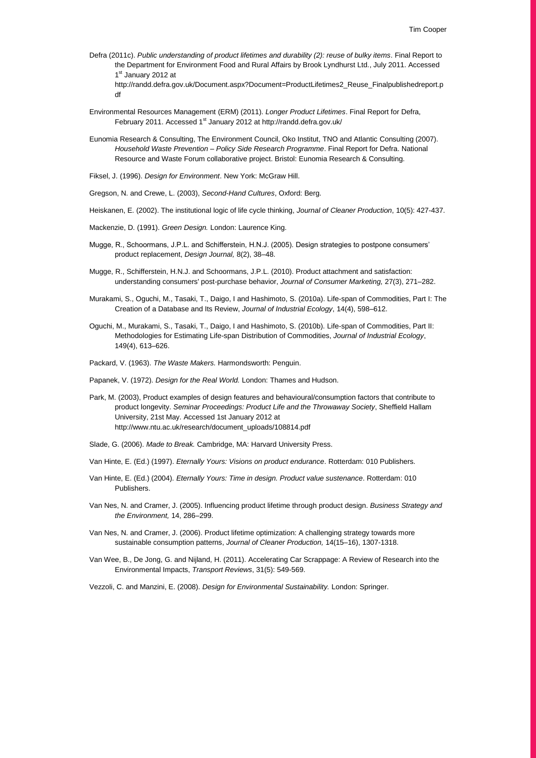Defra (2011c). *Public understanding of product lifetimes and durability (2): reuse of bulky items*. Final Report to the Department for Environment Food and Rural Affairs by Brook Lyndhurst Ltd., July 2011. Accessed 1st January 2012 at http://randd.defra.gov.uk/Document.aspx?Document=ProductLifetimes2_Reuse_Finalpublishedreport.pdf

Environmental Resources Management (ERM) (2011). *Longer Product Lifetimes*. Final Report for Defra, February 2011. Accessed 1st January 2012 at http://randd.defra.gov.uk/

Eunomia Research & Consulting, The Environment Council, Oko Institut, TNO and Atlantic Consulting (2007). *Household Waste Prevention – Policy Side Research Programme*. Final Report for Defra. National Resource and Waste Forum collaborative project. Bristol: Eunomia Research & Consulting.

Fiksel, J. (1996). *Design for Environment*. New York: McGraw Hill.

Gregson, N. and Crewe, L. (2003), *Second-Hand Cultures*, Oxford: Berg.

Heiskanen, E. (2002). The institutional logic of life cycle thinking, *Journal of Cleaner Production*, 10(5): 427-437.

Mackenzie, D. (1991). *Green Design.* London: Laurence King.

Mugge, R., Schoormans, J.P.L. and Schifferstein, H.N.J. (2005). Design strategies to postpone consumers' product replacement, *Design Journal,* 8(2), 38–48.

Mugge, R., Schifferstein, H.N.J. and Schoormans, J.P.L. (2010). Product attachment and satisfaction: understanding consumers' post-purchase behavior, *Journal of Consumer Marketing,* 27(3), 271–282.

Murakami, S., Oguchi, M., Tasaki, T., Daigo, I and Hashimoto, S. (2010a). Life-span of Commodities, Part I: The Creation of a Database and Its Review, *Journal of Industrial Ecology*, 14(4), 598–612.

Oguchi, M., Murakami, S., Tasaki, T., Daigo, I and Hashimoto, S. (2010b). Life-span of Commodities, Part II: Methodologies for Estimating Life-span Distribution of Commodities, *Journal of Industrial Ecology*, 149(4), 613–626.

Packard, V. (1963). *The Waste Makers.* Harmondsworth: Penguin.

Papanek, V. (1972). *Design for the Real World.* London: Thames and Hudson.

Park, M. (2003), Product examples of design features and behavioural/consumption factors that contribute to product longevity. *Seminar Proceedings: Product Life and the Throwaway Society*, Sheffield Hallam University, 21st May. Accessed 1st January 2012 at http://www.ntu.ac.uk/research/document_uploads/108814.pdf

Slade, G. (2006). *Made to Break.* Cambridge, MA: Harvard University Press.

Van Hinte, E. (Ed.) (1997). *Eternally Yours: Visions on product endurance*. Rotterdam: 010 Publishers.

Van Hinte, E. (Ed.) (2004). *Eternally Yours: Time in design. Product value sustenance*. Rotterdam: 010 Publishers.

Van Nes, N. and Cramer, J. (2005). Influencing product lifetime through product design. *Business Strategy and the Environment,* 14, 286–299.

Van Nes, N. and Cramer, J. (2006). Product lifetime optimization: A challenging strategy towards more sustainable consumption patterns, *Journal of Cleaner Production,* 14(15–16), 1307-1318.

Van Wee, B., De Jong, G. and Nijland, H. (2011). Accelerating Car Scrappage: A Review of Research into the Environmental Impacts, *Transport Reviews*, 31(5): 549-569.

Vezzoli, C. and Manzini, E. (2008). *Design for Environmental Sustainability.* London: Springer.